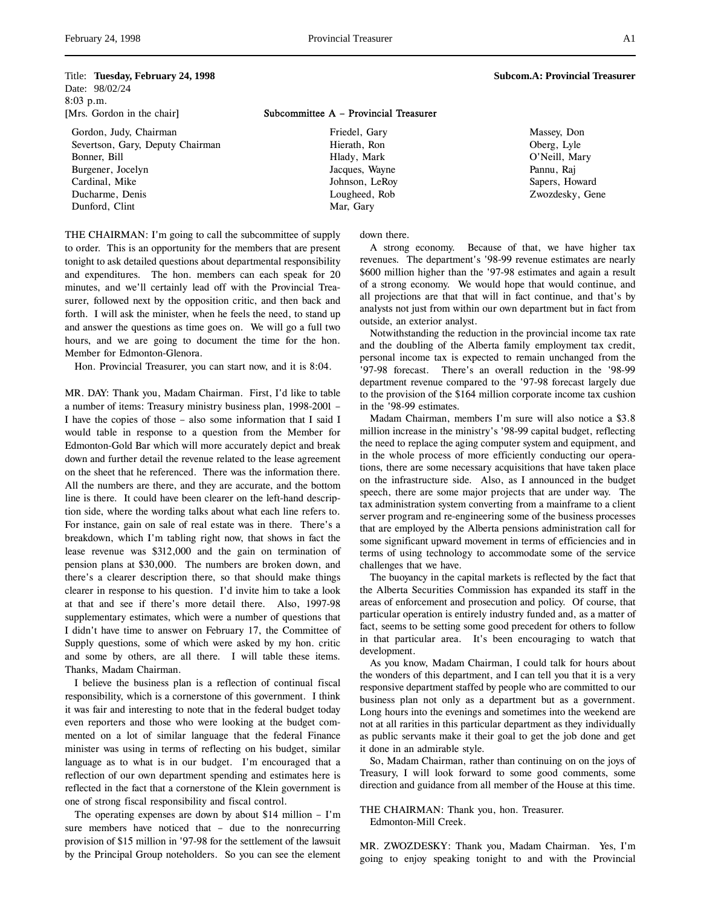Title: **Tuesday, February 24, 1998** **Subcom.A: Provincial Treasurer**
Date: 98/02/24
8:03 p.m.
[Mrs. Gordon in the chair]

## Subcommittee A – Provincial Treasurer

| | | |
|---|---|---|
| Gordon, Judy, Chairman | Friedel, Gary | Massey, Don |
| Severtson, Gary, Deputy Chairman | Hierath, Ron | Oberg, Lyle |
| Bonner, Bill | Hlady, Mark | O'Neill, Mary |
| Burgener, Jocelyn | Jacques, Wayne | Pannu, Raj |
| Cardinal, Mike | Johnson, LeRoy | Sapers, Howard |
| Ducharme, Denis | Lougheed, Rob | Zwozdesky, Gene |
| Dunford, Clint | Mar, Gary | |

THE CHAIRMAN: I'm going to call the subcommittee of supply to order. This is an opportunity for the members that are present tonight to ask detailed questions about departmental responsibility and expenditures. The hon. members can each speak for 20 minutes, and we'll certainly lead off with the Provincial Treasurer, followed next by the opposition critic, and then back and forth. I will ask the minister, when he feels the need, to stand up and answer the questions as time goes on. We will go a full two hours, and we are going to document the time for the hon. Member for Edmonton-Glenora.

Hon. Provincial Treasurer, you can start now, and it is 8:04.

MR. DAY: Thank you, Madam Chairman. First, I'd like to table a number of items: Treasury ministry business plan, 1998-2001 – I have the copies of those – also some information that I said I would table in response to a question from the Member for Edmonton-Gold Bar which will more accurately depict and break down and further detail the revenue related to the lease agreement on the sheet that he referenced. There was the information there. All the numbers are there, and they are accurate, and the bottom line is there. It could have been clearer on the left-hand description side, where the wording talks about what each line refers to. For instance, gain on sale of real estate was in there. There's a breakdown, which I'm tabling right now, that shows in fact the lease revenue was $312,000 and the gain on termination of pension plans at $30,000. The numbers are broken down, and there's a clearer description there, so that should make things clearer in response to his question. I'd invite him to take a look at that and see if there's more detail there. Also, 1997-98 supplementary estimates, which were a number of questions that I didn't have time to answer on February 17, the Committee of Supply questions, some of which were asked by my hon. critic and some by others, are all there. I will table these items. Thanks, Madam Chairman.

I believe the business plan is a reflection of continual fiscal responsibility, which is a cornerstone of this government. I think it was fair and interesting to note that in the federal budget today even reporters and those who were looking at the budget commented on a lot of similar language that the federal Finance minister was using in terms of reflecting on his budget, similar language as to what is in our budget. I'm encouraged that a reflection of our own department spending and estimates here is reflected in the fact that a cornerstone of the Klein government is one of strong fiscal responsibility and fiscal control.

The operating expenses are down by about $14 million – I'm sure members have noticed that – due to the nonrecurring provision of $15 million in '97-98 for the settlement of the lawsuit by the Principal Group noteholders. So you can see the element down there.

A strong economy. Because of that, we have higher tax revenues. The department's '98-99 revenue estimates are nearly $600 million higher than the '97-98 estimates and again a result of a strong economy. We would hope that would continue, and all projections are that that will in fact continue, and that's by analysts not just from within our own department but in fact from outside, an exterior analyst.

Notwithstanding the reduction in the provincial income tax rate and the doubling of the Alberta family employment tax credit, personal income tax is expected to remain unchanged from the '97-98 forecast. There's an overall reduction in the '98-99 department revenue compared to the '97-98 forecast largely due to the provision of the $164 million corporate income tax cushion in the '98-99 estimates.

Madam Chairman, members I'm sure will also notice a $3.8 million increase in the ministry's '98-99 capital budget, reflecting the need to replace the aging computer system and equipment, and in the whole process of more efficiently conducting our operations, there are some necessary acquisitions that have taken place on the infrastructure side. Also, as I announced in the budget speech, there are some major projects that are under way. The tax administration system converting from a mainframe to a client server program and re-engineering some of the business processes that are employed by the Alberta pensions administration call for some significant upward movement in terms of efficiencies and in terms of using technology to accommodate some of the service challenges that we have.

The buoyancy in the capital markets is reflected by the fact that the Alberta Securities Commission has expanded its staff in the areas of enforcement and prosecution and policy. Of course, that particular operation is entirely industry funded and, as a matter of fact, seems to be setting some good precedent for others to follow in that particular area. It's been encouraging to watch that development.

As you know, Madam Chairman, I could talk for hours about the wonders of this department, and I can tell you that it is a very responsive department staffed by people who are committed to our business plan not only as a department but as a government. Long hours into the evenings and sometimes into the weekend are not at all rarities in this particular department as they individually as public servants make it their goal to get the job done and get it done in an admirable style.

So, Madam Chairman, rather than continuing on on the joys of Treasury, I will look forward to some good comments, some direction and guidance from all member of the House at this time.

THE CHAIRMAN: Thank you, hon. Treasurer.
Edmonton-Mill Creek.

MR. ZWOZDESKY: Thank you, Madam Chairman. Yes, I'm going to enjoy speaking tonight to and with the Provincial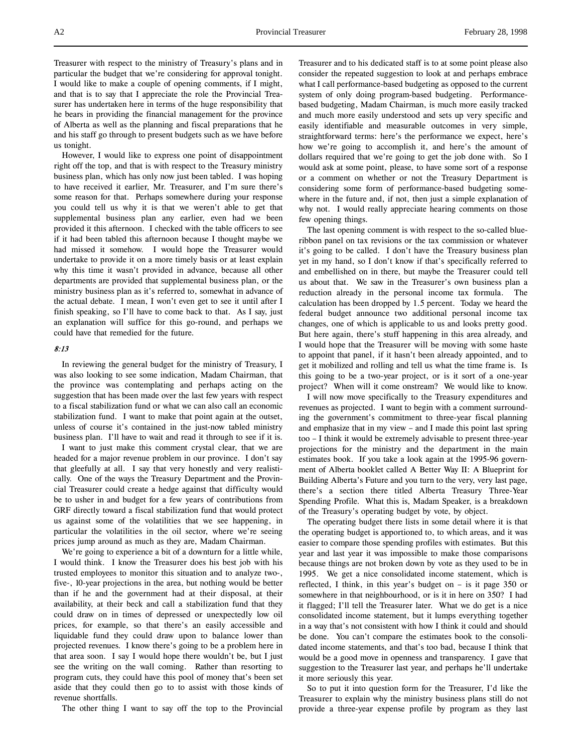Treasurer with respect to the ministry of Treasury's plans and in particular the budget that we're considering for approval tonight. I would like to make a couple of opening comments, if I might, and that is to say that I appreciate the role the Provincial Treasurer has undertaken here in terms of the huge responsibility that he bears in providing the financial management for the province of Alberta as well as the planning and fiscal preparations that he and his staff go through to present budgets such as we have before us tonight.

However, I would like to express one point of disappointment right off the top, and that is with respect to the Treasury ministry business plan, which has only now just been tabled. I was hoping to have received it earlier, Mr. Treasurer, and I'm sure there's some reason for that. Perhaps somewhere during your response you could tell us why it is that we weren't able to get that supplemental business plan any earlier, even had we been provided it this afternoon. I checked with the table officers to see if it had been tabled this afternoon because I thought maybe we had missed it somehow. I would hope the Treasurer would undertake to provide it on a more timely basis or at least explain why this time it wasn't provided in advance, because all other departments are provided that supplemental business plan, or the ministry business plan as it's referred to, somewhat in advance of the actual debate. I mean, I won't even get to see it until after I finish speaking, so I'll have to come back to that. As I say, just an explanation will suffice for this go-round, and perhaps we could have that remedied for the future.

*8:13*

In reviewing the general budget for the ministry of Treasury, I was also looking to see some indication, Madam Chairman, that the province was contemplating and perhaps acting on the suggestion that has been made over the last few years with respect to a fiscal stabilization fund or what we can also call an economic stabilization fund. I want to make that point again at the outset, unless of course it's contained in the just-now tabled ministry business plan. I'll have to wait and read it through to see if it is.

I want to just make this comment crystal clear, that we are headed for a major revenue problem in our province. I don't say that gleefully at all. I say that very honestly and very realistically. One of the ways the Treasury Department and the Provincial Treasurer could create a hedge against that difficulty would be to usher in and budget for a few years of contributions from GRF directly toward a fiscal stabilization fund that would protect us against some of the volatilities that we see happening, in particular the volatilities in the oil sector, where we're seeing prices jump around as much as they are, Madam Chairman.

We're going to experience a bit of a downturn for a little while, I would think. I know the Treasurer does his best job with his trusted employees to monitor this situation and to analyze two-, five-, 10-year projections in the area, but nothing would be better than if he and the government had at their disposal, at their availability, at their beck and call a stabilization fund that they could draw on in times of depressed or unexpectedly low oil prices, for example, so that there's an easily accessible and liquidable fund they could draw upon to balance lower than projected revenues. I know there's going to be a problem here in that area soon. I say I would hope there wouldn't be, but I just see the writing on the wall coming. Rather than resorting to program cuts, they could have this pool of money that's been set aside that they could then go to to assist with those kinds of revenue shortfalls.

The other thing I want to say off the top to the Provincial Treasurer and to his dedicated staff is to at some point please also consider the repeated suggestion to look at and perhaps embrace what I call performance-based budgeting as opposed to the current system of only doing program-based budgeting. Performance-based budgeting, Madam Chairman, is much more easily tracked and much more easily understood and sets up very specific and easily identifiable and measurable outcomes in very simple, straightforward terms: here's the performance we expect, here's how we're going to accomplish it, and here's the amount of dollars required that we're going to get the job done with. So I would ask at some point, please, to have some sort of a response or a comment on whether or not the Treasury Department is considering some form of performance-based budgeting somewhere in the future and, if not, then just a simple explanation of why not. I would really appreciate hearing comments on those few opening things.

The last opening comment is with respect to the so-called blue-ribbon panel on tax revisions or the tax commission or whatever it's going to be called. I don't have the Treasury business plan yet in my hand, so I don't know if that's specifically referred to and embellished on in there, but maybe the Treasurer could tell us about that. We saw in the Treasurer's own business plan a reduction already in the personal income tax formula. The calculation has been dropped by 1.5 percent. Today we heard the federal budget announce two additional personal income tax changes, one of which is applicable to us and looks pretty good. But here again, there's stuff happening in this area already, and I would hope that the Treasurer will be moving with some haste to appoint that panel, if it hasn't been already appointed, and to get it mobilized and rolling and tell us what the time frame is. Is this going to be a two-year project, or is it sort of a one-year project? When will it come onstream? We would like to know.

I will now move specifically to the Treasury expenditures and revenues as projected. I want to begin with a comment surrounding the government's commitment to three-year fiscal planning and emphasize that in my view – and I made this point last spring too – I think it would be extremely advisable to present three-year projections for the ministry and the department in the main estimates book. If you take a look again at the 1995-96 government of Alberta booklet called A Better Way II: A Blueprint for Building Alberta's Future and you turn to the very, very last page, there's a section there titled Alberta Treasury Three-Year Spending Profile. What this is, Madam Speaker, is a breakdown of the Treasury's operating budget by vote, by object.

The operating budget there lists in some detail where it is that the operating budget is apportioned to, to which areas, and it was easier to compare those spending profiles with estimates. But this year and last year it was impossible to make those comparisons because things are not broken down by vote as they used to be in 1995. We get a nice consolidated income statement, which is reflected, I think, in this year's budget on – is it page 350 or somewhere in that neighbourhood, or is it in here on 350? I had it flagged; I'll tell the Treasurer later. What we do get is a nice consolidated income statement, but it lumps everything together in a way that's not consistent with how I think it could and should be done. You can't compare the estimates book to the consolidated income statements, and that's too bad, because I think that would be a good move in openness and transparency. I gave that suggestion to the Treasurer last year, and perhaps he'll undertake it more seriously this year.

So to put it into question form for the Treasurer, I'd like the Treasurer to explain why the ministry business plans still do not provide a three-year expense profile by program as they last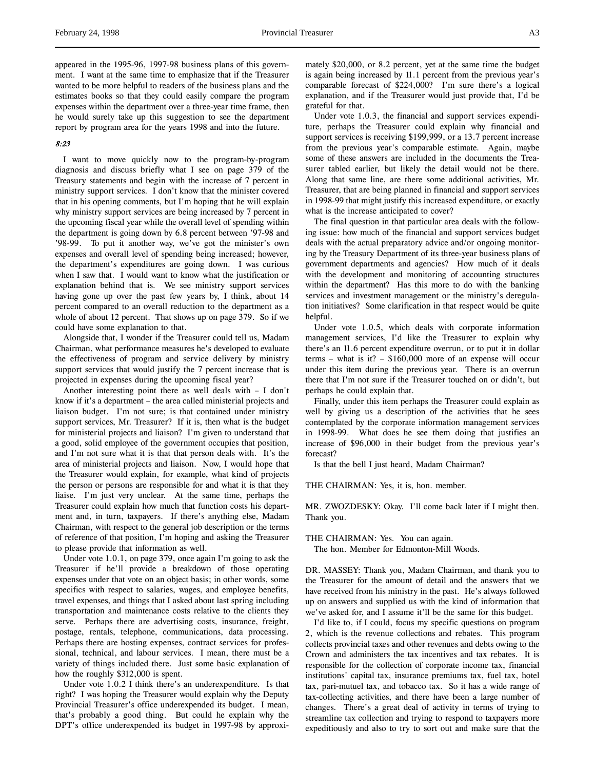appeared in the 1995-96, 1997-98 business plans of this government. I want at the same time to emphasize that if the Treasurer wanted to be more helpful to readers of the business plans and the estimates books so that they could easily compare the program expenses within the department over a three-year time frame, then he would surely take up this suggestion to see the department report by program area for the years 1998 and into the future.

*8:23*

I want to move quickly now to the program-by-program diagnosis and discuss briefly what I see on page 379 of the Treasury statements and begin with the increase of 7 percent in ministry support services. I don't know that the minister covered that in his opening comments, but I'm hoping that he will explain why ministry support services are being increased by 7 percent in the upcoming fiscal year while the overall level of spending within the department is going down by 6.8 percent between '97-98 and '98-99. To put it another way, we've got the minister's own expenses and overall level of spending being increased; however, the department's expenditures are going down. I was curious when I saw that. I would want to know what the justification or explanation behind that is. We see ministry support services having gone up over the past few years by, I think, about 14 percent compared to an overall reduction to the department as a whole of about 12 percent. That shows up on page 379. So if we could have some explanation to that.

Alongside that, I wonder if the Treasurer could tell us, Madam Chairman, what performance measures he's developed to evaluate the effectiveness of program and service delivery by ministry support services that would justify the 7 percent increase that is projected in expenses during the upcoming fiscal year?

Another interesting point there as well deals with – I don't know if it's a department – the area called ministerial projects and liaison budget. I'm not sure; is that contained under ministry support services, Mr. Treasurer? If it is, then what is the budget for ministerial projects and liaison? I'm given to understand that a good, solid employee of the government occupies that position, and I'm not sure what it is that that person deals with. It's the area of ministerial projects and liaison. Now, I would hope that the Treasurer would explain, for example, what kind of projects the person or persons are responsible for and what it is that they liaise. I'm just very unclear. At the same time, perhaps the Treasurer could explain how much that function costs his department and, in turn, taxpayers. If there's anything else, Madam Chairman, with respect to the general job description or the terms of reference of that position, I'm hoping and asking the Treasurer to please provide that information as well.

Under vote 1.0.1, on page 379, once again I'm going to ask the Treasurer if he'll provide a breakdown of those operating expenses under that vote on an object basis; in other words, some specifics with respect to salaries, wages, and employee benefits, travel expenses, and things that I asked about last spring including transportation and maintenance costs relative to the clients they serve. Perhaps there are advertising costs, insurance, freight, postage, rentals, telephone, communications, data processing. Perhaps there are hosting expenses, contract services for professional, technical, and labour services. I mean, there must be a variety of things included there. Just some basic explanation of how the roughly $312,000 is spent.

Under vote 1.0.2 I think there's an underexpenditure. Is that right? I was hoping the Treasurer would explain why the Deputy Provincial Treasurer's office underexpended its budget. I mean, that's probably a good thing. But could he explain why the DPT's office underexpended its budget in 1997-98 by approximately $20,000, or 8.2 percent, yet at the same time the budget is again being increased by 11.1 percent from the previous year's comparable forecast of $224,000? I'm sure there's a logical explanation, and if the Treasurer would just provide that, I'd be grateful for that.

Under vote 1.0.3, the financial and support services expenditure, perhaps the Treasurer could explain why financial and support services is receiving $199,999, or a 13.7 percent increase from the previous year's comparable estimate. Again, maybe some of these answers are included in the documents the Treasurer tabled earlier, but likely the detail would not be there. Along that same line, are there some additional activities, Mr. Treasurer, that are being planned in financial and support services in 1998-99 that might justify this increased expenditure, or exactly what is the increase anticipated to cover?

The final question in that particular area deals with the following issue: how much of the financial and support services budget deals with the actual preparatory advice and/or ongoing monitoring by the Treasury Department of its three-year business plans of government departments and agencies? How much of it deals with the development and monitoring of accounting structures within the department? Has this more to do with the banking services and investment management or the ministry's deregulation initiatives? Some clarification in that respect would be quite helpful.

Under vote 1.0.5, which deals with corporate information management services, I'd like the Treasurer to explain why there's an 11.6 percent expenditure overrun, or to put it in dollar terms – what is it? – $160,000 more of an expense will occur under this item during the previous year. There is an overrun there that I'm not sure if the Treasurer touched on or didn't, but perhaps he could explain that.

Finally, under this item perhaps the Treasurer could explain as well by giving us a description of the activities that he sees contemplated by the corporate information management services in 1998-99. What does he see them doing that justifies an increase of $96,000 in their budget from the previous year's forecast?

Is that the bell I just heard, Madam Chairman?

THE CHAIRMAN: Yes, it is, hon. member.

MR. ZWOZDESKY: Okay. I'll come back later if I might then. Thank you.

THE CHAIRMAN: Yes. You can again.
The hon. Member for Edmonton-Mill Woods.

DR. MASSEY: Thank you, Madam Chairman, and thank you to the Treasurer for the amount of detail and the answers that we have received from his ministry in the past. He's always followed up on answers and supplied us with the kind of information that we've asked for, and I assume it'll be the same for this budget.

I'd like to, if I could, focus my specific questions on program 2, which is the revenue collections and rebates. This program collects provincial taxes and other revenues and debts owing to the Crown and administers the tax incentives and tax rebates. It is responsible for the collection of corporate income tax, financial institutions' capital tax, insurance premiums tax, fuel tax, hotel tax, pari-mutuel tax, and tobacco tax. So it has a wide range of tax-collecting activities, and there have been a large number of changes. There's a great deal of activity in terms of trying to streamline tax collection and trying to respond to taxpayers more expeditiously and also to try to sort out and make sure that the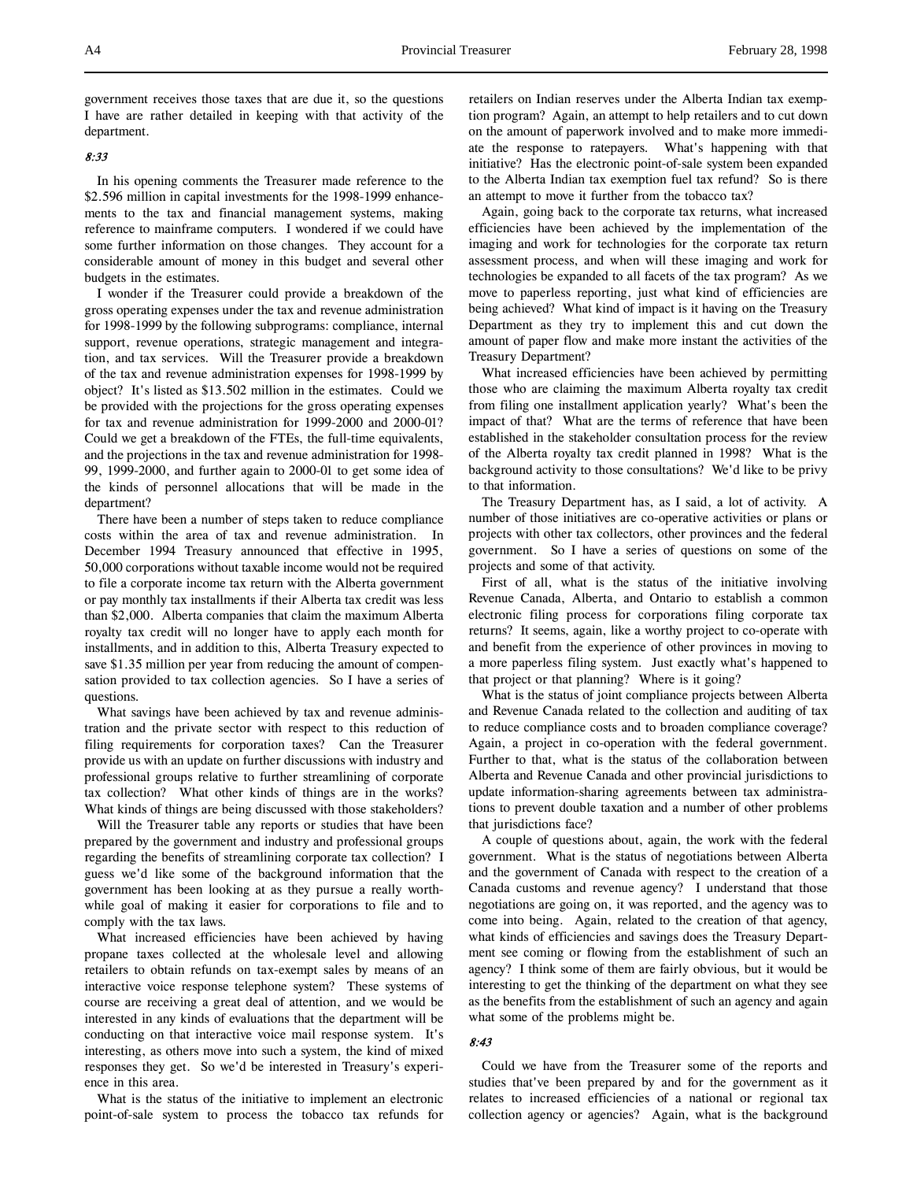government receives those taxes that are due it, so the questions I have are rather detailed in keeping with that activity of the department.

*8:33*

In his opening comments the Treasurer made reference to the $2.596 million in capital investments for the 1998-1999 enhancements to the tax and financial management systems, making reference to mainframe computers. I wondered if we could have some further information on those changes. They account for a considerable amount of money in this budget and several other budgets in the estimates.

I wonder if the Treasurer could provide a breakdown of the gross operating expenses under the tax and revenue administration for 1998-1999 by the following subprograms: compliance, internal support, revenue operations, strategic management and integration, and tax services. Will the Treasurer provide a breakdown of the tax and revenue administration expenses for 1998-1999 by object? It's listed as $13.502 million in the estimates. Could we be provided with the projections for the gross operating expenses for tax and revenue administration for 1999-2000 and 2000-01? Could we get a breakdown of the FTEs, the full-time equivalents, and the projections in the tax and revenue administration for 1998-99, 1999-2000, and further again to 2000-01 to get some idea of the kinds of personnel allocations that will be made in the department?

There have been a number of steps taken to reduce compliance costs within the area of tax and revenue administration. In December 1994 Treasury announced that effective in 1995, 50,000 corporations without taxable income would not be required to file a corporate income tax return with the Alberta government or pay monthly tax installments if their Alberta tax credit was less than $2,000. Alberta companies that claim the maximum Alberta royalty tax credit will no longer have to apply each month for installments, and in addition to this, Alberta Treasury expected to save $1.35 million per year from reducing the amount of compensation provided to tax collection agencies. So I have a series of questions.

What savings have been achieved by tax and revenue administration and the private sector with respect to this reduction of filing requirements for corporation taxes? Can the Treasurer provide us with an update on further discussions with industry and professional groups relative to further streamlining of corporate tax collection? What other kinds of things are in the works? What kinds of things are being discussed with those stakeholders?

Will the Treasurer table any reports or studies that have been prepared by the government and industry and professional groups regarding the benefits of streamlining corporate tax collection? I guess we'd like some of the background information that the government has been looking at as they pursue a really worthwhile goal of making it easier for corporations to file and to comply with the tax laws.

What increased efficiencies have been achieved by having propane taxes collected at the wholesale level and allowing retailers to obtain refunds on tax-exempt sales by means of an interactive voice response telephone system? These systems of course are receiving a great deal of attention, and we would be interested in any kinds of evaluations that the department will be conducting on that interactive voice mail response system. It's interesting, as others move into such a system, the kind of mixed responses they get. So we'd be interested in Treasury's experience in this area.

What is the status of the initiative to implement an electronic point-of-sale system to process the tobacco tax refunds for retailers on Indian reserves under the Alberta Indian tax exemption program? Again, an attempt to help retailers and to cut down on the amount of paperwork involved and to make more immediate the response to ratepayers. What's happening with that initiative? Has the electronic point-of-sale system been expanded to the Alberta Indian tax exemption fuel tax refund? So is there an attempt to move it further from the tobacco tax?

Again, going back to the corporate tax returns, what increased efficiencies have been achieved by the implementation of the imaging and work for technologies for the corporate tax return assessment process, and when will these imaging and work for technologies be expanded to all facets of the tax program? As we move to paperless reporting, just what kind of efficiencies are being achieved? What kind of impact is it having on the Treasury Department as they try to implement this and cut down the amount of paper flow and make more instant the activities of the Treasury Department?

What increased efficiencies have been achieved by permitting those who are claiming the maximum Alberta royalty tax credit from filing one installment application yearly? What's been the impact of that? What are the terms of reference that have been established in the stakeholder consultation process for the review of the Alberta royalty tax credit planned in 1998? What is the background activity to those consultations? We'd like to be privy to that information.

The Treasury Department has, as I said, a lot of activity. A number of those initiatives are co-operative activities or plans or projects with other tax collectors, other provinces and the federal government. So I have a series of questions on some of the projects and some of that activity.

First of all, what is the status of the initiative involving Revenue Canada, Alberta, and Ontario to establish a common electronic filing process for corporations filing corporate tax returns? It seems, again, like a worthy project to co-operate with and benefit from the experience of other provinces in moving to a more paperless filing system. Just exactly what's happened to that project or that planning? Where is it going?

What is the status of joint compliance projects between Alberta and Revenue Canada related to the collection and auditing of tax to reduce compliance costs and to broaden compliance coverage? Again, a project in co-operation with the federal government. Further to that, what is the status of the collaboration between Alberta and Revenue Canada and other provincial jurisdictions to update information-sharing agreements between tax administrations to prevent double taxation and a number of other problems that jurisdictions face?

A couple of questions about, again, the work with the federal government. What is the status of negotiations between Alberta and the government of Canada with respect to the creation of a Canada customs and revenue agency? I understand that those negotiations are going on, it was reported, and the agency was to come into being. Again, related to the creation of that agency, what kinds of efficiencies and savings does the Treasury Department see coming or flowing from the establishment of such an agency? I think some of them are fairly obvious, but it would be interesting to get the thinking of the department on what they see as the benefits from the establishment of such an agency and again what some of the problems might be.

*8:43*

Could we have from the Treasurer some of the reports and studies that've been prepared by and for the government as it relates to increased efficiencies of a national or regional tax collection agency or agencies? Again, what is the background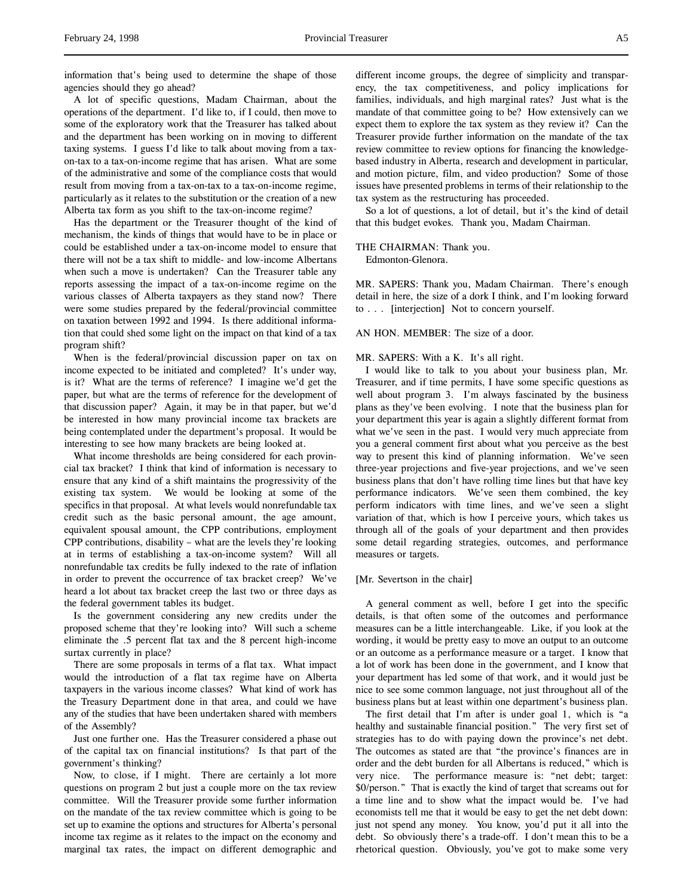information that's being used to determine the shape of those agencies should they go ahead?

A lot of specific questions, Madam Chairman, about the operations of the department. I'd like to, if I could, then move to some of the exploratory work that the Treasurer has talked about and the department has been working on in moving to different taxing systems. I guess I'd like to talk about moving from a tax-on-tax to a tax-on-income regime that has arisen. What are some of the administrative and some of the compliance costs that would result from moving from a tax-on-tax to a tax-on-income regime, particularly as it relates to the substitution or the creation of a new Alberta tax form as you shift to the tax-on-income regime?

Has the department or the Treasurer thought of the kind of mechanism, the kinds of things that would have to be in place or could be established under a tax-on-income model to ensure that there will not be a tax shift to middle- and low-income Albertans when such a move is undertaken? Can the Treasurer table any reports assessing the impact of a tax-on-income regime on the various classes of Alberta taxpayers as they stand now? There were some studies prepared by the federal/provincial committee on taxation between 1992 and 1994. Is there additional information that could shed some light on the impact on that kind of a tax program shift?

When is the federal/provincial discussion paper on tax on income expected to be initiated and completed? It's under way, is it? What are the terms of reference? I imagine we'd get the paper, but what are the terms of reference for the development of that discussion paper? Again, it may be in that paper, but we'd be interested in how many provincial income tax brackets are being contemplated under the department's proposal. It would be interesting to see how many brackets are being looked at.

What income thresholds are being considered for each provincial tax bracket? I think that kind of information is necessary to ensure that any kind of a shift maintains the progressivity of the existing tax system. We would be looking at some of the specifics in that proposal. At what levels would nonrefundable tax credit such as the basic personal amount, the age amount, equivalent spousal amount, the CPP contributions, employment CPP contributions, disability – what are the levels they're looking at in terms of establishing a tax-on-income system? Will all nonrefundable tax credits be fully indexed to the rate of inflation in order to prevent the occurrence of tax bracket creep? We've heard a lot about tax bracket creep the last two or three days as the federal government tables its budget.

Is the government considering any new credits under the proposed scheme that they're looking into? Will such a scheme eliminate the .5 percent flat tax and the 8 percent high-income surtax currently in place?

There are some proposals in terms of a flat tax. What impact would the introduction of a flat tax regime have on Alberta taxpayers in the various income classes? What kind of work has the Treasury Department done in that area, and could we have any of the studies that have been undertaken shared with members of the Assembly?

Just one further one. Has the Treasurer considered a phase out of the capital tax on financial institutions? Is that part of the government's thinking?

Now, to close, if I might. There are certainly a lot more questions on program 2 but just a couple more on the tax review committee. Will the Treasurer provide some further information on the mandate of the tax review committee which is going to be set up to examine the options and structures for Alberta's personal income tax regime as it relates to the impact on the economy and marginal tax rates, the impact on different demographic and different income groups, the degree of simplicity and transparency, the tax competitiveness, and policy implications for families, individuals, and high marginal rates? Just what is the mandate of that committee going to be? How extensively can we expect them to explore the tax system as they review it? Can the Treasurer provide further information on the mandate of the tax review committee to review options for financing the knowledge-based industry in Alberta, research and development in particular, and motion picture, film, and video production? Some of those issues have presented problems in terms of their relationship to the tax system as the restructuring has proceeded.

So a lot of questions, a lot of detail, but it's the kind of detail that this budget evokes. Thank you, Madam Chairman.

THE CHAIRMAN: Thank you.
Edmonton-Glenora.

MR. SAPERS: Thank you, Madam Chairman. There's enough detail in here, the size of a dork I think, and I'm looking forward to . . . [interjection] Not to concern yourself.

AN HON. MEMBER: The size of a door.

MR. SAPERS: With a K. It's all right.

I would like to talk to you about your business plan, Mr. Treasurer, and if time permits, I have some specific questions as well about program 3. I'm always fascinated by the business plans as they've been evolving. I note that the business plan for your department this year is again a slightly different format from what we've seen in the past. I would very much appreciate from you a general comment first about what you perceive as the best way to present this kind of planning information. We've seen three-year projections and five-year projections, and we've seen business plans that don't have rolling time lines but that have key performance indicators. We've seen them combined, the key perform indicators with time lines, and we've seen a slight variation of that, which is how I perceive yours, which takes us through all of the goals of your department and then provides some detail regarding strategies, outcomes, and performance measures or targets.

[Mr. Severtson in the chair]

A general comment as well, before I get into the specific details, is that often some of the outcomes and performance measures can be a little interchangeable. Like, if you look at the wording, it would be pretty easy to move an output to an outcome or an outcome as a performance measure or a target. I know that a lot of work has been done in the government, and I know that your department has led some of that work, and it would just be nice to see some common language, not just throughout all of the business plans but at least within one department's business plan.

The first detail that I'm after is under goal 1, which is "a healthy and sustainable financial position." The very first set of strategies has to do with paying down the province's net debt. The outcomes as stated are that "the province's finances are in order and the debt burden for all Albertans is reduced," which is very nice. The performance measure is: "net debt; target: $0/person." That is exactly the kind of target that screams out for a time line and to show what the impact would be. I've had economists tell me that it would be easy to get the net debt down: just not spend any money. You know, you'd put it all into the debt. So obviously there's a trade-off. I don't mean this to be a rhetorical question. Obviously, you've got to make some very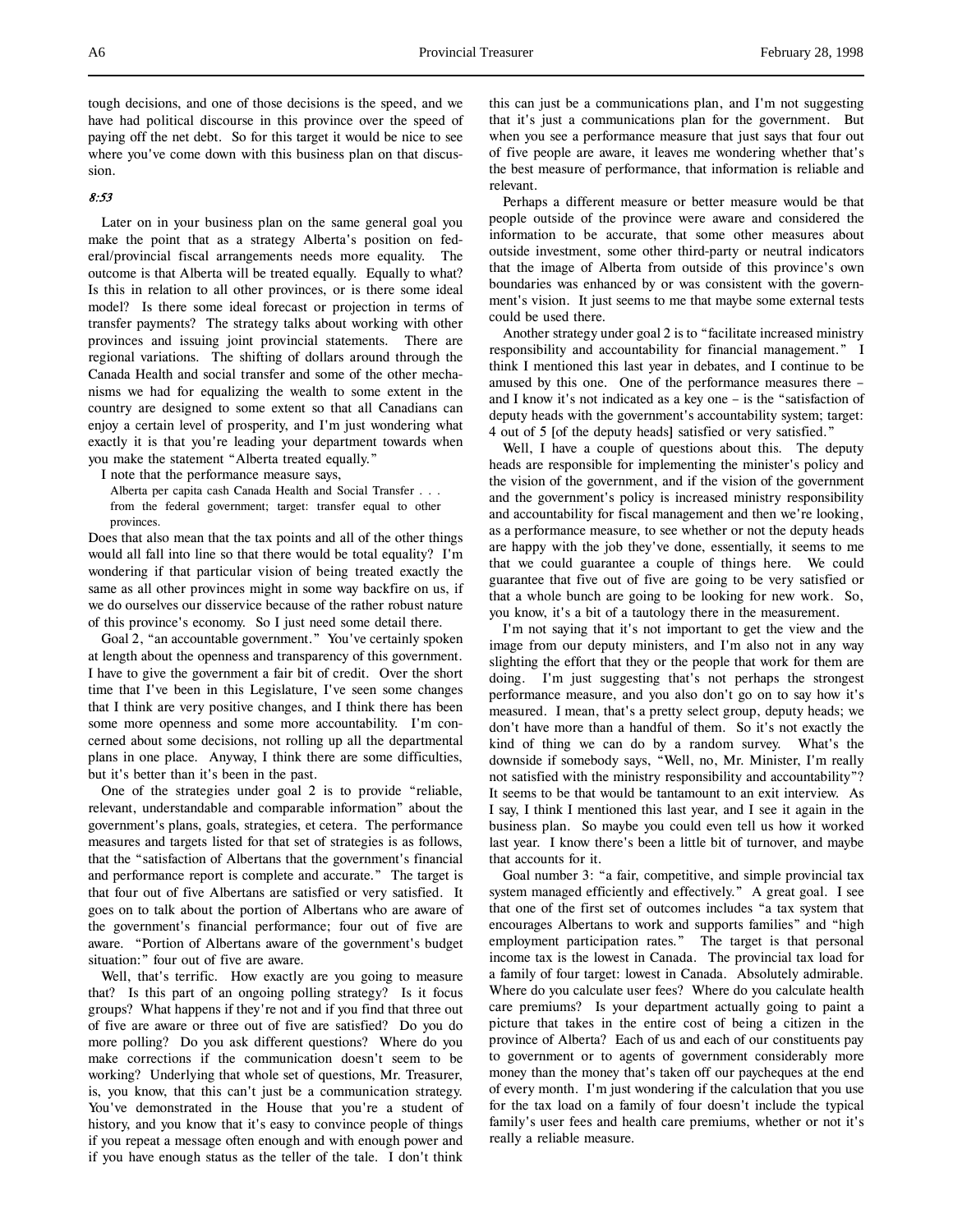tough decisions, and one of those decisions is the speed, and we have had political discourse in this province over the speed of paying off the net debt. So for this target it would be nice to see where you've come down with this business plan on that discussion.

*8:53*

Later on in your business plan on the same general goal you make the point that as a strategy Alberta's position on federal/provincial fiscal arrangements needs more equality. The outcome is that Alberta will be treated equally. Equally to what? Is this in relation to all other provinces, or is there some ideal model? Is there some ideal forecast or projection in terms of transfer payments? The strategy talks about working with other provinces and issuing joint provincial statements. There are regional variations. The shifting of dollars around through the Canada Health and social transfer and some of the other mechanisms we had for equalizing the wealth to some extent in the country are designed to some extent so that all Canadians can enjoy a certain level of prosperity, and I'm just wondering what exactly it is that you're leading your department towards when you make the statement "Alberta treated equally."

I note that the performance measure says,

> Alberta per capita cash Canada Health and Social Transfer . . . from the federal government; target: transfer equal to other provinces.

Does that also mean that the tax points and all of the other things would all fall into line so that there would be total equality? I'm wondering if that particular vision of being treated exactly the same as all other provinces might in some way backfire on us, if we do ourselves our disservice because of the rather robust nature of this province's economy. So I just need some detail there.

Goal 2, "an accountable government." You've certainly spoken at length about the openness and transparency of this government. I have to give the government a fair bit of credit. Over the short time that I've been in this Legislature, I've seen some changes that I think are very positive changes, and I think there has been some more openness and some more accountability. I'm concerned about some decisions, not rolling up all the departmental plans in one place. Anyway, I think there are some difficulties, but it's better than it's been in the past.

One of the strategies under goal 2 is to provide "reliable, relevant, understandable and comparable information" about the government's plans, goals, strategies, et cetera. The performance measures and targets listed for that set of strategies is as follows, that the "satisfaction of Albertans that the government's financial and performance report is complete and accurate." The target is that four out of five Albertans are satisfied or very satisfied. It goes on to talk about the portion of Albertans who are aware of the government's financial performance; four out of five are aware. "Portion of Albertans aware of the government's budget situation:" four out of five are aware.

Well, that's terrific. How exactly are you going to measure that? Is this part of an ongoing polling strategy? Is it focus groups? What happens if they're not and if you find that three out of five are aware or three out of five are satisfied? Do you do more polling? Do you ask different questions? Where do you make corrections if the communication doesn't seem to be working? Underlying that whole set of questions, Mr. Treasurer, is, you know, that this can't just be a communication strategy. You've demonstrated in the House that you're a student of history, and you know that it's easy to convince people of things if you repeat a message often enough and with enough power and if you have enough status as the teller of the tale. I don't think this can just be a communications plan, and I'm not suggesting that it's just a communications plan for the government. But when you see a performance measure that just says that four out of five people are aware, it leaves me wondering whether that's the best measure of performance, that information is reliable and relevant.

Perhaps a different measure or better measure would be that people outside of the province were aware and considered the information to be accurate, that some other measures about outside investment, some other third-party or neutral indicators that the image of Alberta from outside of this province's own boundaries was enhanced by or was consistent with the government's vision. It just seems to me that maybe some external tests could be used there.

Another strategy under goal 2 is to "facilitate increased ministry responsibility and accountability for financial management." I think I mentioned this last year in debates, and I continue to be amused by this one. One of the performance measures there – and I know it's not indicated as a key one – is the "satisfaction of deputy heads with the government's accountability system; target: 4 out of 5 [of the deputy heads] satisfied or very satisfied."

Well, I have a couple of questions about this. The deputy heads are responsible for implementing the minister's policy and the vision of the government, and if the vision of the government and the government's policy is increased ministry responsibility and accountability for fiscal management and then we're looking, as a performance measure, to see whether or not the deputy heads are happy with the job they've done, essentially, it seems to me that we could guarantee a couple of things here. We could guarantee that five out of five are going to be very satisfied or that a whole bunch are going to be looking for new work. So, you know, it's a bit of a tautology there in the measurement.

I'm not saying that it's not important to get the view and the image from our deputy ministers, and I'm also not in any way slighting the effort that they or the people that work for them are doing. I'm just suggesting that's not perhaps the strongest performance measure, and you also don't go on to say how it's measured. I mean, that's a pretty select group, deputy heads; we don't have more than a handful of them. So it's not exactly the kind of thing we can do by a random survey. What's the downside if somebody says, "Well, no, Mr. Minister, I'm really not satisfied with the ministry responsibility and accountability"? It seems to be that would be tantamount to an exit interview. As I say, I think I mentioned this last year, and I see it again in the business plan. So maybe you could even tell us how it worked last year. I know there's been a little bit of turnover, and maybe that accounts for it.

Goal number 3: "a fair, competitive, and simple provincial tax system managed efficiently and effectively." A great goal. I see that one of the first set of outcomes includes "a tax system that encourages Albertans to work and supports families" and "high employment participation rates." The target is that personal income tax is the lowest in Canada. The provincial tax load for a family of four target: lowest in Canada. Absolutely admirable. Where do you calculate user fees? Where do you calculate health care premiums? Is your department actually going to paint a picture that takes in the entire cost of being a citizen in the province of Alberta? Each of us and each of our constituents pay to government or to agents of government considerably more money than the money that's taken off our paycheques at the end of every month. I'm just wondering if the calculation that you use for the tax load on a family of four doesn't include the typical family's user fees and health care premiums, whether or not it's really a reliable measure.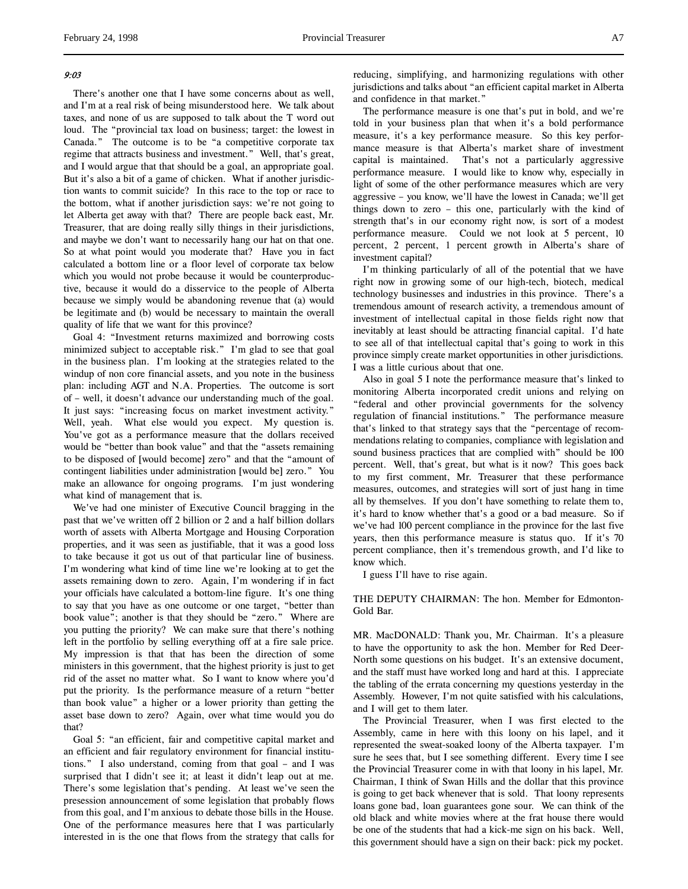*9:03*

There's another one that I have some concerns about as well, and I'm at a real risk of being misunderstood here. We talk about taxes, and none of us are supposed to talk about the T word out loud. The "provincial tax load on business; target: the lowest in Canada." The outcome is to be "a competitive corporate tax regime that attracts business and investment." Well, that's great, and I would argue that that should be a goal, an appropriate goal. But it's also a bit of a game of chicken. What if another jurisdiction wants to commit suicide? In this race to the top or race to the bottom, what if another jurisdiction says: we're not going to let Alberta get away with that? There are people back east, Mr. Treasurer, that are doing really silly things in their jurisdictions, and maybe we don't want to necessarily hang our hat on that one. So at what point would you moderate that? Have you in fact calculated a bottom line or a floor level of corporate tax below which you would not probe because it would be counterproductive, because it would do a disservice to the people of Alberta because we simply would be abandoning revenue that (a) would be legitimate and (b) would be necessary to maintain the overall quality of life that we want for this province?

Goal 4: "Investment returns maximized and borrowing costs minimized subject to acceptable risk." I'm glad to see that goal in the business plan. I'm looking at the strategies related to the windup of non core financial assets, and you note in the business plan: including AGT and N.A. Properties. The outcome is sort of – well, it doesn't advance our understanding much of the goal. It just says: "increasing focus on market investment activity." Well, yeah. What else would you expect. My question is. You've got as a performance measure that the dollars received would be "better than book value" and that the "assets remaining to be disposed of [would become] zero" and that the "amount of contingent liabilities under administration [would be] zero." You make an allowance for ongoing programs. I'm just wondering what kind of management that is.

We've had one minister of Executive Council bragging in the past that we've written off 2 billion or 2 and a half billion dollars worth of assets with Alberta Mortgage and Housing Corporation properties, and it was seen as justifiable, that it was a good loss to take because it got us out of that particular line of business. I'm wondering what kind of time line we're looking at to get the assets remaining down to zero. Again, I'm wondering if in fact your officials have calculated a bottom-line figure. It's one thing to say that you have as one outcome or one target, "better than book value"; another is that they should be "zero." Where are you putting the priority? We can make sure that there's nothing left in the portfolio by selling everything off at a fire sale price. My impression is that that has been the direction of some ministers in this government, that the highest priority is just to get rid of the asset no matter what. So I want to know where you'd put the priority. Is the performance measure of a return "better than book value" a higher or a lower priority than getting the asset base down to zero? Again, over what time would you do that?

Goal 5: "an efficient, fair and competitive capital market and an efficient and fair regulatory environment for financial institutions." I also understand, coming from that goal – and I was surprised that I didn't see it; at least it didn't leap out at me. There's some legislation that's pending. At least we've seen the presession announcement of some legislation that probably flows from this goal, and I'm anxious to debate those bills in the House. One of the performance measures here that I was particularly interested in is the one that flows from the strategy that calls for reducing, simplifying, and harmonizing regulations with other jurisdictions and talks about "an efficient capital market in Alberta and confidence in that market."

The performance measure is one that's put in bold, and we're told in your business plan that when it's a bold performance measure, it's a key performance measure. So this key performance measure is that Alberta's market share of investment capital is maintained. That's not a particularly aggressive performance measure. I would like to know why, especially in light of some of the other performance measures which are very aggressive – you know, we'll have the lowest in Canada; we'll get things down to zero – this one, particularly with the kind of strength that's in our economy right now, is sort of a modest performance measure. Could we not look at 5 percent, 10 percent, 2 percent, 1 percent growth in Alberta's share of investment capital?

I'm thinking particularly of all of the potential that we have right now in growing some of our high-tech, biotech, medical technology businesses and industries in this province. There's a tremendous amount of research activity, a tremendous amount of investment of intellectual capital in those fields right now that inevitably at least should be attracting financial capital. I'd hate to see all of that intellectual capital that's going to work in this province simply create market opportunities in other jurisdictions. I was a little curious about that one.

Also in goal 5 I note the performance measure that's linked to monitoring Alberta incorporated credit unions and relying on "federal and other provincial governments for the solvency regulation of financial institutions." The performance measure that's linked to that strategy says that the "percentage of recommendations relating to companies, compliance with legislation and sound business practices that are complied with" should be 100 percent. Well, that's great, but what is it now? This goes back to my first comment, Mr. Treasurer that these performance measures, outcomes, and strategies will sort of just hang in time all by themselves. If you don't have something to relate them to, it's hard to know whether that's a good or a bad measure. So if we've had 100 percent compliance in the province for the last five years, then this performance measure is status quo. If it's 70 percent compliance, then it's tremendous growth, and I'd like to know which.

I guess I'll have to rise again.

THE DEPUTY CHAIRMAN: The hon. Member for Edmonton-Gold Bar.

MR. MacDONALD: Thank you, Mr. Chairman. It's a pleasure to have the opportunity to ask the hon. Member for Red Deer-North some questions on his budget. It's an extensive document, and the staff must have worked long and hard at this. I appreciate the tabling of the errata concerning my questions yesterday in the Assembly. However, I'm not quite satisfied with his calculations, and I will get to them later.

The Provincial Treasurer, when I was first elected to the Assembly, came in here with this loony on his lapel, and it represented the sweat-soaked loony of the Alberta taxpayer. I'm sure he sees that, but I see something different. Every time I see the Provincial Treasurer come in with that loony in his lapel, Mr. Chairman, I think of Swan Hills and the dollar that this province is going to get back whenever that is sold. That loony represents loans gone bad, loan guarantees gone sour. We can think of the old black and white movies where at the frat house there would be one of the students that had a kick-me sign on his back. Well, this government should have a sign on their back: pick my pocket.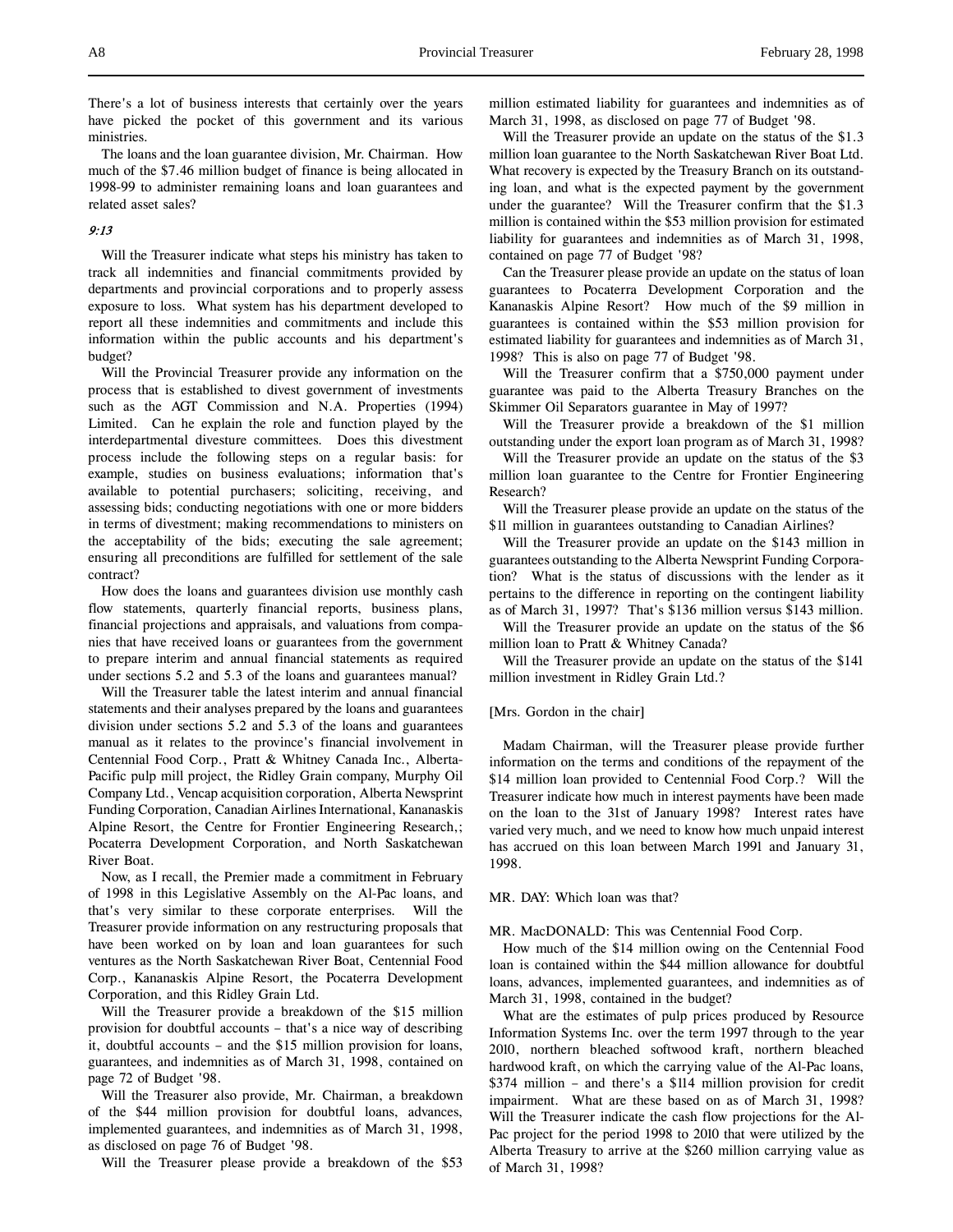There's a lot of business interests that certainly over the years have picked the pocket of this government and its various ministries.

The loans and the loan guarantee division, Mr. Chairman. How much of the $7.46 million budget of finance is being allocated in 1998-99 to administer remaining loans and loan guarantees and related asset sales?

*9:13*

Will the Treasurer indicate what steps his ministry has taken to track all indemnities and financial commitments provided by departments and provincial corporations and to properly assess exposure to loss. What system has his department developed to report all these indemnities and commitments and include this information within the public accounts and his department's budget?

Will the Provincial Treasurer provide any information on the process that is established to divest government of investments such as the AGT Commission and N.A. Properties (1994) Limited. Can he explain the role and function played by the interdepartmental divesture committees. Does this divestment process include the following steps on a regular basis: for example, studies on business evaluations; information that's available to potential purchasers; soliciting, receiving, and assessing bids; conducting negotiations with one or more bidders in terms of divestment; making recommendations to ministers on the acceptability of the bids; executing the sale agreement; ensuring all preconditions are fulfilled for settlement of the sale contract?

How does the loans and guarantees division use monthly cash flow statements, quarterly financial reports, business plans, financial projections and appraisals, and valuations from companies that have received loans or guarantees from the government to prepare interim and annual financial statements as required under sections 5.2 and 5.3 of the loans and guarantees manual?

Will the Treasurer table the latest interim and annual financial statements and their analyses prepared by the loans and guarantees division under sections 5.2 and 5.3 of the loans and guarantees manual as it relates to the province's financial involvement in Centennial Food Corp., Pratt & Whitney Canada Inc., Alberta-Pacific pulp mill project, the Ridley Grain company, Murphy Oil Company Ltd., Vencap acquisition corporation, Alberta Newsprint Funding Corporation, Canadian Airlines International, Kananaskis Alpine Resort, the Centre for Frontier Engineering Research,; Pocaterra Development Corporation, and North Saskatchewan River Boat.

Now, as I recall, the Premier made a commitment in February of 1998 in this Legislative Assembly on the Al-Pac loans, and that's very similar to these corporate enterprises. Will the Treasurer provide information on any restructuring proposals that have been worked on by loan and loan guarantees for such ventures as the North Saskatchewan River Boat, Centennial Food Corp., Kananaskis Alpine Resort, the Pocaterra Development Corporation, and this Ridley Grain Ltd.

Will the Treasurer provide a breakdown of the $15 million provision for doubtful accounts – that's a nice way of describing it, doubtful accounts – and the $15 million provision for loans, guarantees, and indemnities as of March 31, 1998, contained on page 72 of Budget '98.

Will the Treasurer also provide, Mr. Chairman, a breakdown of the $44 million provision for doubtful loans, advances, implemented guarantees, and indemnities as of March 31, 1998, as disclosed on page 76 of Budget '98.

Will the Treasurer please provide a breakdown of the $53 million estimated liability for guarantees and indemnities as of March 31, 1998, as disclosed on page 77 of Budget '98.

Will the Treasurer provide an update on the status of the $1.3 million loan guarantee to the North Saskatchewan River Boat Ltd. What recovery is expected by the Treasury Branch on its outstanding loan, and what is the expected payment by the government under the guarantee? Will the Treasurer confirm that the $1.3 million is contained within the $53 million provision for estimated liability for guarantees and indemnities as of March 31, 1998, contained on page 77 of Budget '98?

Can the Treasurer please provide an update on the status of loan guarantees to Pocaterra Development Corporation and the Kananaskis Alpine Resort? How much of the $9 million in guarantees is contained within the $53 million provision for estimated liability for guarantees and indemnities as of March 31, 1998? This is also on page 77 of Budget '98.

Will the Treasurer confirm that a $750,000 payment under guarantee was paid to the Alberta Treasury Branches on the Skimmer Oil Separators guarantee in May of 1997?

Will the Treasurer provide a breakdown of the $1 million outstanding under the export loan program as of March 31, 1998?

Will the Treasurer provide an update on the status of the $3 million loan guarantee to the Centre for Frontier Engineering Research?

Will the Treasurer please provide an update on the status of the $11 million in guarantees outstanding to Canadian Airlines?

Will the Treasurer provide an update on the $143 million in guarantees outstanding to the Alberta Newsprint Funding Corporation? What is the status of discussions with the lender as it pertains to the difference in reporting on the contingent liability as of March 31, 1997? That's $136 million versus $143 million.

Will the Treasurer provide an update on the status of the $6 million loan to Pratt & Whitney Canada?

Will the Treasurer provide an update on the status of the $141 million investment in Ridley Grain Ltd.?

[Mrs. Gordon in the chair]

Madam Chairman, will the Treasurer please provide further information on the terms and conditions of the repayment of the $14 million loan provided to Centennial Food Corp.? Will the Treasurer indicate how much in interest payments have been made on the loan to the 31st of January 1998? Interest rates have varied very much, and we need to know how much unpaid interest has accrued on this loan between March 1991 and January 31, 1998.

MR. DAY: Which loan was that?

MR. MacDONALD: This was Centennial Food Corp.

How much of the $14 million owing on the Centennial Food loan is contained within the $44 million allowance for doubtful loans, advances, implemented guarantees, and indemnities as of March 31, 1998, contained in the budget?

What are the estimates of pulp prices produced by Resource Information Systems Inc. over the term 1997 through to the year 2010, northern bleached softwood kraft, northern bleached hardwood kraft, on which the carrying value of the Al-Pac loans, $374 million – and there's a $114 million provision for credit impairment. What are these based on as of March 31, 1998? Will the Treasurer indicate the cash flow projections for the Al-Pac project for the period 1998 to 2010 that were utilized by the Alberta Treasury to arrive at the $260 million carrying value as of March 31, 1998?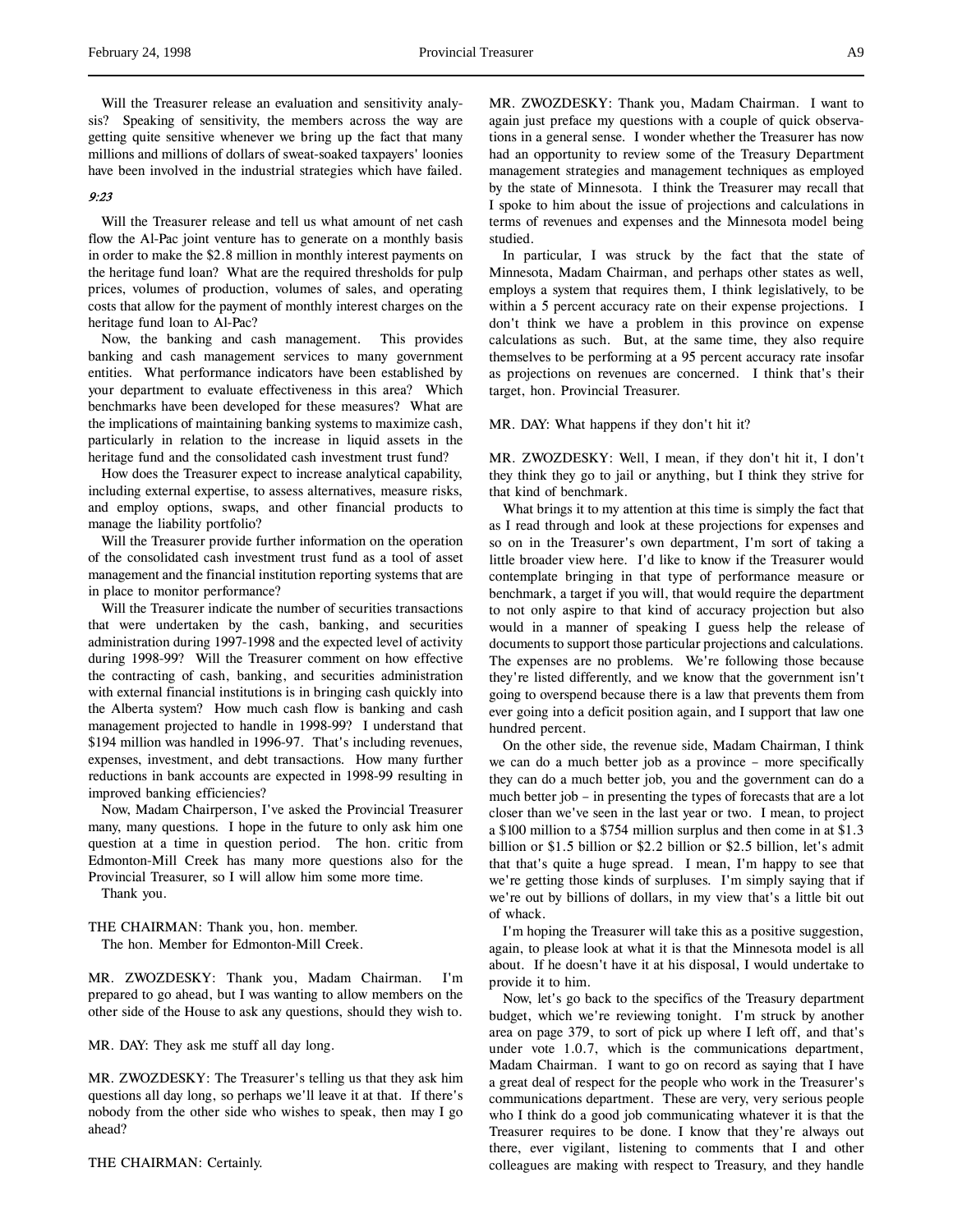Will the Treasurer release an evaluation and sensitivity analysis? Speaking of sensitivity, the members across the way are getting quite sensitive whenever we bring up the fact that many millions and millions of dollars of sweat-soaked taxpayers' loonies have been involved in the industrial strategies which have failed.

*9:23*

Will the Treasurer release and tell us what amount of net cash flow the Al-Pac joint venture has to generate on a monthly basis in order to make the $2.8 million in monthly interest payments on the heritage fund loan? What are the required thresholds for pulp prices, volumes of production, volumes of sales, and operating costs that allow for the payment of monthly interest charges on the heritage fund loan to Al-Pac?

Now, the banking and cash management. This provides banking and cash management services to many government entities. What performance indicators have been established by your department to evaluate effectiveness in this area? Which benchmarks have been developed for these measures? What are the implications of maintaining banking systems to maximize cash, particularly in relation to the increase in liquid assets in the heritage fund and the consolidated cash investment trust fund?

How does the Treasurer expect to increase analytical capability, including external expertise, to assess alternatives, measure risks, and employ options, swaps, and other financial products to manage the liability portfolio?

Will the Treasurer provide further information on the operation of the consolidated cash investment trust fund as a tool of asset management and the financial institution reporting systems that are in place to monitor performance?

Will the Treasurer indicate the number of securities transactions that were undertaken by the cash, banking, and securities administration during 1997-1998 and the expected level of activity during 1998-99? Will the Treasurer comment on how effective the contracting of cash, banking, and securities administration with external financial institutions is in bringing cash quickly into the Alberta system? How much cash flow is banking and cash management projected to handle in 1998-99? I understand that $194 million was handled in 1996-97. That's including revenues, expenses, investment, and debt transactions. How many further reductions in bank accounts are expected in 1998-99 resulting in improved banking efficiencies?

Now, Madam Chairperson, I've asked the Provincial Treasurer many, many questions. I hope in the future to only ask him one question at a time in question period. The hon. critic from Edmonton-Mill Creek has many more questions also for the Provincial Treasurer, so I will allow him some more time.

Thank you.

THE CHAIRMAN: Thank you, hon. member.
The hon. Member for Edmonton-Mill Creek.

MR. ZWOZDESKY: Thank you, Madam Chairman. I'm prepared to go ahead, but I was wanting to allow members on the other side of the House to ask any questions, should they wish to.

MR. DAY: They ask me stuff all day long.

MR. ZWOZDESKY: The Treasurer's telling us that they ask him questions all day long, so perhaps we'll leave it at that. If there's nobody from the other side who wishes to speak, then may I go ahead?

THE CHAIRMAN: Certainly.

MR. ZWOZDESKY: Thank you, Madam Chairman. I want to again just preface my questions with a couple of quick observations in a general sense. I wonder whether the Treasurer has now had an opportunity to review some of the Treasury Department management strategies and management techniques as employed by the state of Minnesota. I think the Treasurer may recall that I spoke to him about the issue of projections and calculations in terms of revenues and expenses and the Minnesota model being studied.

In particular, I was struck by the fact that the state of Minnesota, Madam Chairman, and perhaps other states as well, employs a system that requires them, I think legislatively, to be within a 5 percent accuracy rate on their expense projections. I don't think we have a problem in this province on expense calculations as such. But, at the same time, they also require themselves to be performing at a 95 percent accuracy rate insofar as projections on revenues are concerned. I think that's their target, hon. Provincial Treasurer.

MR. DAY: What happens if they don't hit it?

MR. ZWOZDESKY: Well, I mean, if they don't hit it, I don't they think they go to jail or anything, but I think they strive for that kind of benchmark.

What brings it to my attention at this time is simply the fact that as I read through and look at these projections for expenses and so on in the Treasurer's own department, I'm sort of taking a little broader view here. I'd like to know if the Treasurer would contemplate bringing in that type of performance measure or benchmark, a target if you will, that would require the department to not only aspire to that kind of accuracy projection but also would in a manner of speaking I guess help the release of documents to support those particular projections and calculations. The expenses are no problems. We're following those because they're listed differently, and we know that the government isn't going to overspend because there is a law that prevents them from ever going into a deficit position again, and I support that law one hundred percent.

On the other side, the revenue side, Madam Chairman, I think we can do a much better job as a province – more specifically they can do a much better job, you and the government can do a much better job – in presenting the types of forecasts that are a lot closer than we've seen in the last year or two. I mean, to project a $100 million to a $754 million surplus and then come in at $1.3 billion or $1.5 billion or $2.2 billion or $2.5 billion, let's admit that that's quite a huge spread. I mean, I'm happy to see that we're getting those kinds of surpluses. I'm simply saying that if we're out by billions of dollars, in my view that's a little bit out of whack.

I'm hoping the Treasurer will take this as a positive suggestion, again, to please look at what it is that the Minnesota model is all about. If he doesn't have it at his disposal, I would undertake to provide it to him.

Now, let's go back to the specifics of the Treasury department budget, which we're reviewing tonight. I'm struck by another area on page 379, to sort of pick up where I left off, and that's under vote 1.0.7, which is the communications department, Madam Chairman. I want to go on record as saying that I have a great deal of respect for the people who work in the Treasurer's communications department. These are very, very serious people who I think do a good job communicating whatever it is that the Treasurer requires to be done. I know that they're always out there, ever vigilant, listening to comments that I and other colleagues are making with respect to Treasury, and they handle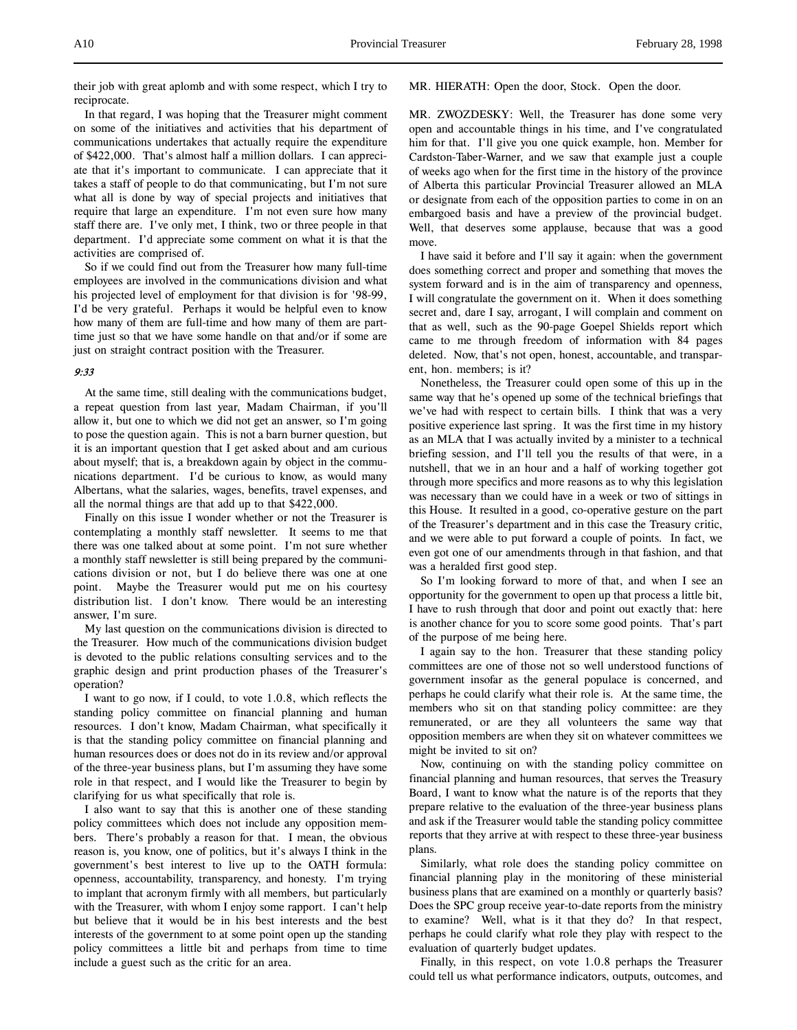their job with great aplomb and with some respect, which I try to reciprocate.

In that regard, I was hoping that the Treasurer might comment on some of the initiatives and activities that his department of communications undertakes that actually require the expenditure of $422,000. That's almost half a million dollars. I can appreciate that it's important to communicate. I can appreciate that it takes a staff of people to do that communicating, but I'm not sure what all is done by way of special projects and initiatives that require that large an expenditure. I'm not even sure how many staff there are. I've only met, I think, two or three people in that department. I'd appreciate some comment on what it is that the activities are comprised of.

So if we could find out from the Treasurer how many full-time employees are involved in the communications division and what his projected level of employment for that division is for '98-99, I'd be very grateful. Perhaps it would be helpful even to know how many of them are full-time and how many of them are part-time just so that we have some handle on that and/or if some are just on straight contract position with the Treasurer.

*9:33*

At the same time, still dealing with the communications budget, a repeat question from last year, Madam Chairman, if you'll allow it, but one to which we did not get an answer, so I'm going to pose the question again. This is not a barn burner question, but it is an important question that I get asked about and am curious about myself; that is, a breakdown again by object in the communications department. I'd be curious to know, as would many Albertans, what the salaries, wages, benefits, travel expenses, and all the normal things are that add up to that $422,000.

Finally on this issue I wonder whether or not the Treasurer is contemplating a monthly staff newsletter. It seems to me that there was one talked about at some point. I'm not sure whether a monthly staff newsletter is still being prepared by the communications division or not, but I do believe there was one at one point. Maybe the Treasurer would put me on his courtesy distribution list. I don't know. There would be an interesting answer, I'm sure.

My last question on the communications division is directed to the Treasurer. How much of the communications division budget is devoted to the public relations consulting services and to the graphic design and print production phases of the Treasurer's operation?

I want to go now, if I could, to vote 1.0.8, which reflects the standing policy committee on financial planning and human resources. I don't know, Madam Chairman, what specifically it is that the standing policy committee on financial planning and human resources does or does not do in its review and/or approval of the three-year business plans, but I'm assuming they have some role in that respect, and I would like the Treasurer to begin by clarifying for us what specifically that role is.

I also want to say that this is another one of these standing policy committees which does not include any opposition members. There's probably a reason for that. I mean, the obvious reason is, you know, one of politics, but it's always I think in the government's best interest to live up to the OATH formula: openness, accountability, transparency, and honesty. I'm trying to implant that acronym firmly with all members, but particularly with the Treasurer, with whom I enjoy some rapport. I can't help but believe that it would be in his best interests and the best interests of the government to at some point open up the standing policy committees a little bit and perhaps from time to time include a guest such as the critic for an area.

MR. HIERATH: Open the door, Stock. Open the door.

MR. ZWOZDESKY: Well, the Treasurer has done some very open and accountable things in his time, and I've congratulated him for that. I'll give you one quick example, hon. Member for Cardston-Taber-Warner, and we saw that example just a couple of weeks ago when for the first time in the history of the province of Alberta this particular Provincial Treasurer allowed an MLA or designate from each of the opposition parties to come in on an embargoed basis and have a preview of the provincial budget. Well, that deserves some applause, because that was a good move.

I have said it before and I'll say it again: when the government does something correct and proper and something that moves the system forward and is in the aim of transparency and openness, I will congratulate the government on it. When it does something secret and, dare I say, arrogant, I will complain and comment on that as well, such as the 90-page Goepel Shields report which came to me through freedom of information with 84 pages deleted. Now, that's not open, honest, accountable, and transparent, hon. members; is it?

Nonetheless, the Treasurer could open some of this up in the same way that he's opened up some of the technical briefings that we've had with respect to certain bills. I think that was a very positive experience last spring. It was the first time in my history as an MLA that I was actually invited by a minister to a technical briefing session, and I'll tell you the results of that were, in a nutshell, that we in an hour and a half of working together got through more specifics and more reasons as to why this legislation was necessary than we could have in a week or two of sittings in this House. It resulted in a good, co-operative gesture on the part of the Treasurer's department and in this case the Treasury critic, and we were able to put forward a couple of points. In fact, we even got one of our amendments through in that fashion, and that was a heralded first good step.

So I'm looking forward to more of that, and when I see an opportunity for the government to open up that process a little bit, I have to rush through that door and point out exactly that: here is another chance for you to score some good points. That's part of the purpose of me being here.

I again say to the hon. Treasurer that these standing policy committees are one of those not so well understood functions of government insofar as the general populace is concerned, and perhaps he could clarify what their role is. At the same time, the members who sit on that standing policy committee: are they remunerated, or are they all volunteers the same way that opposition members are when they sit on whatever committees we might be invited to sit on?

Now, continuing on with the standing policy committee on financial planning and human resources, that serves the Treasury Board, I want to know what the nature is of the reports that they prepare relative to the evaluation of the three-year business plans and ask if the Treasurer would table the standing policy committee reports that they arrive at with respect to these three-year business plans.

Similarly, what role does the standing policy committee on financial planning play in the monitoring of these ministerial business plans that are examined on a monthly or quarterly basis? Does the SPC group receive year-to-date reports from the ministry to examine? Well, what is it that they do? In that respect, perhaps he could clarify what role they play with respect to the evaluation of quarterly budget updates.

Finally, in this respect, on vote 1.0.8 perhaps the Treasurer could tell us what performance indicators, outputs, outcomes, and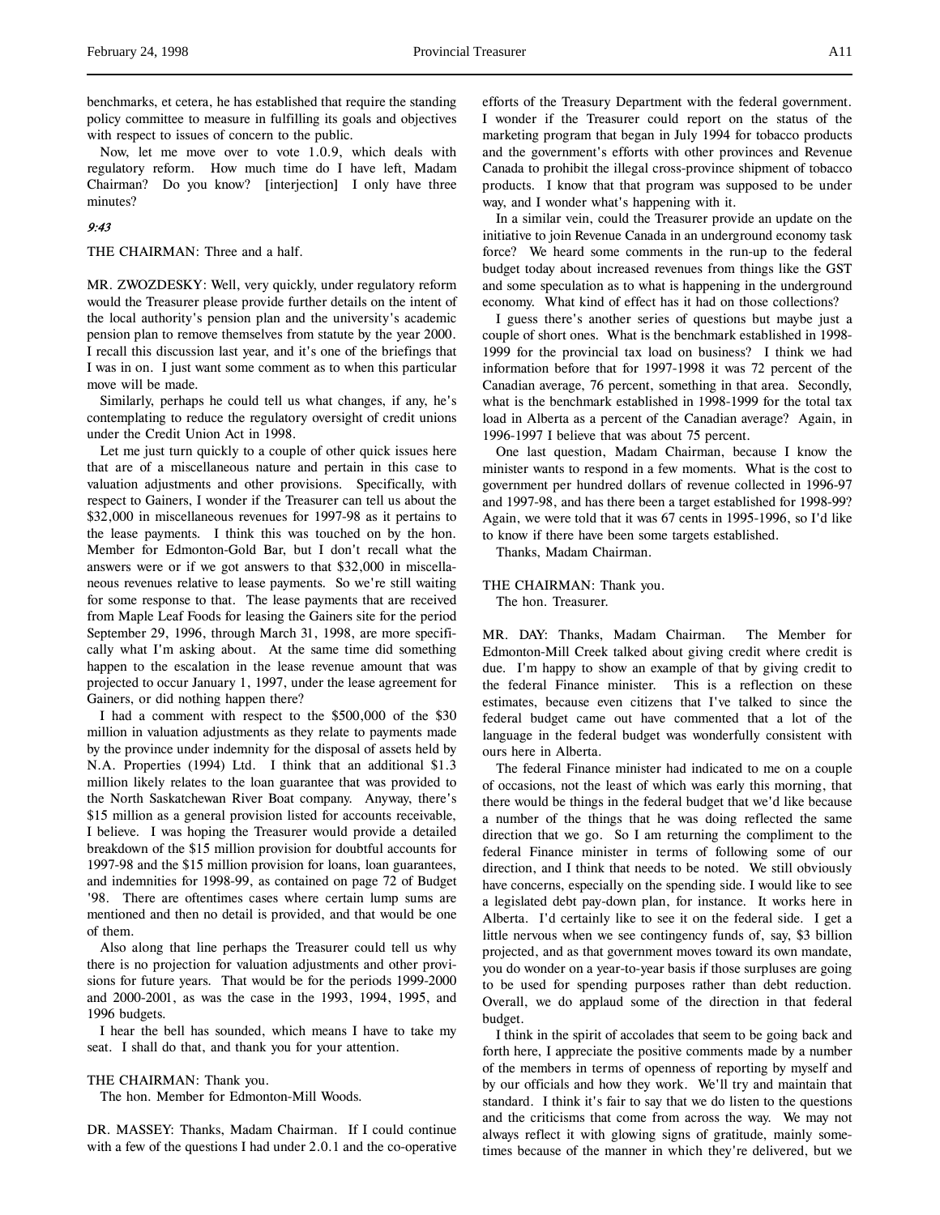benchmarks, et cetera, he has established that require the standing policy committee to measure in fulfilling its goals and objectives with respect to issues of concern to the public.

Now, let me move over to vote 1.0.9, which deals with regulatory reform. How much time do I have left, Madam Chairman? Do you know? [interjection] I only have three minutes?

*9:43*

THE CHAIRMAN: Three and a half.

MR. ZWOZDESKY: Well, very quickly, under regulatory reform would the Treasurer please provide further details on the intent of the local authority's pension plan and the university's academic pension plan to remove themselves from statute by the year 2000. I recall this discussion last year, and it's one of the briefings that I was in on. I just want some comment as to when this particular move will be made.

Similarly, perhaps he could tell us what changes, if any, he's contemplating to reduce the regulatory oversight of credit unions under the Credit Union Act in 1998.

Let me just turn quickly to a couple of other quick issues here that are of a miscellaneous nature and pertain in this case to valuation adjustments and other provisions. Specifically, with respect to Gainers, I wonder if the Treasurer can tell us about the $32,000 in miscellaneous revenues for 1997-98 as it pertains to the lease payments. I think this was touched on by the hon. Member for Edmonton-Gold Bar, but I don't recall what the answers were or if we got answers to that $32,000 in miscellaneous revenues relative to lease payments. So we're still waiting for some response to that. The lease payments that are received from Maple Leaf Foods for leasing the Gainers site for the period September 29, 1996, through March 31, 1998, are more specifically what I'm asking about. At the same time did something happen to the escalation in the lease revenue amount that was projected to occur January 1, 1997, under the lease agreement for Gainers, or did nothing happen there?

I had a comment with respect to the $500,000 of the $30 million in valuation adjustments as they relate to payments made by the province under indemnity for the disposal of assets held by N.A. Properties (1994) Ltd. I think that an additional $1.3 million likely relates to the loan guarantee that was provided to the North Saskatchewan River Boat company. Anyway, there's $15 million as a general provision listed for accounts receivable, I believe. I was hoping the Treasurer would provide a detailed breakdown of the $15 million provision for doubtful accounts for 1997-98 and the $15 million provision for loans, loan guarantees, and indemnities for 1998-99, as contained on page 72 of Budget '98. There are oftentimes cases where certain lump sums are mentioned and then no detail is provided, and that would be one of them.

Also along that line perhaps the Treasurer could tell us why there is no projection for valuation adjustments and other provisions for future years. That would be for the periods 1999-2000 and 2000-2001, as was the case in the 1993, 1994, 1995, and 1996 budgets.

I hear the bell has sounded, which means I have to take my seat. I shall do that, and thank you for your attention.

THE CHAIRMAN: Thank you.
The hon. Member for Edmonton-Mill Woods.

DR. MASSEY: Thanks, Madam Chairman. If I could continue with a few of the questions I had under 2.0.1 and the co-operative efforts of the Treasury Department with the federal government. I wonder if the Treasurer could report on the status of the marketing program that began in July 1994 for tobacco products and the government's efforts with other provinces and Revenue Canada to prohibit the illegal cross-province shipment of tobacco products. I know that that program was supposed to be under way, and I wonder what's happening with it.

In a similar vein, could the Treasurer provide an update on the initiative to join Revenue Canada in an underground economy task force? We heard some comments in the run-up to the federal budget today about increased revenues from things like the GST and some speculation as to what is happening in the underground economy. What kind of effect has it had on those collections?

I guess there's another series of questions but maybe just a couple of short ones. What is the benchmark established in 1998-1999 for the provincial tax load on business? I think we had information before that for 1997-1998 it was 72 percent of the Canadian average, 76 percent, something in that area. Secondly, what is the benchmark established in 1998-1999 for the total tax load in Alberta as a percent of the Canadian average? Again, in 1996-1997 I believe that was about 75 percent.

One last question, Madam Chairman, because I know the minister wants to respond in a few moments. What is the cost to government per hundred dollars of revenue collected in 1996-97 and 1997-98, and has there been a target established for 1998-99? Again, we were told that it was 67 cents in 1995-1996, so I'd like to know if there have been some targets established.

Thanks, Madam Chairman.

THE CHAIRMAN: Thank you.
The hon. Treasurer.

MR. DAY: Thanks, Madam Chairman. The Member for Edmonton-Mill Creek talked about giving credit where credit is due. I'm happy to show an example of that by giving credit to the federal Finance minister. This is a reflection on these estimates, because even citizens that I've talked to since the federal budget came out have commented that a lot of the language in the federal budget was wonderfully consistent with ours here in Alberta.

The federal Finance minister had indicated to me on a couple of occasions, not the least of which was early this morning, that there would be things in the federal budget that we'd like because a number of the things that he was doing reflected the same direction that we go. So I am returning the compliment to the federal Finance minister in terms of following some of our direction, and I think that needs to be noted. We still obviously have concerns, especially on the spending side. I would like to see a legislated debt pay-down plan, for instance. It works here in Alberta. I'd certainly like to see it on the federal side. I get a little nervous when we see contingency funds of, say, $3 billion projected, and as that government moves toward its own mandate, you do wonder on a year-to-year basis if those surpluses are going to be used for spending purposes rather than debt reduction. Overall, we do applaud some of the direction in that federal budget.

I think in the spirit of accolades that seem to be going back and forth here, I appreciate the positive comments made by a number of the members in terms of openness of reporting by myself and by our officials and how they work. We'll try and maintain that standard. I think it's fair to say that we do listen to the questions and the criticisms that come from across the way. We may not always reflect it with glowing signs of gratitude, mainly sometimes because of the manner in which they're delivered, but we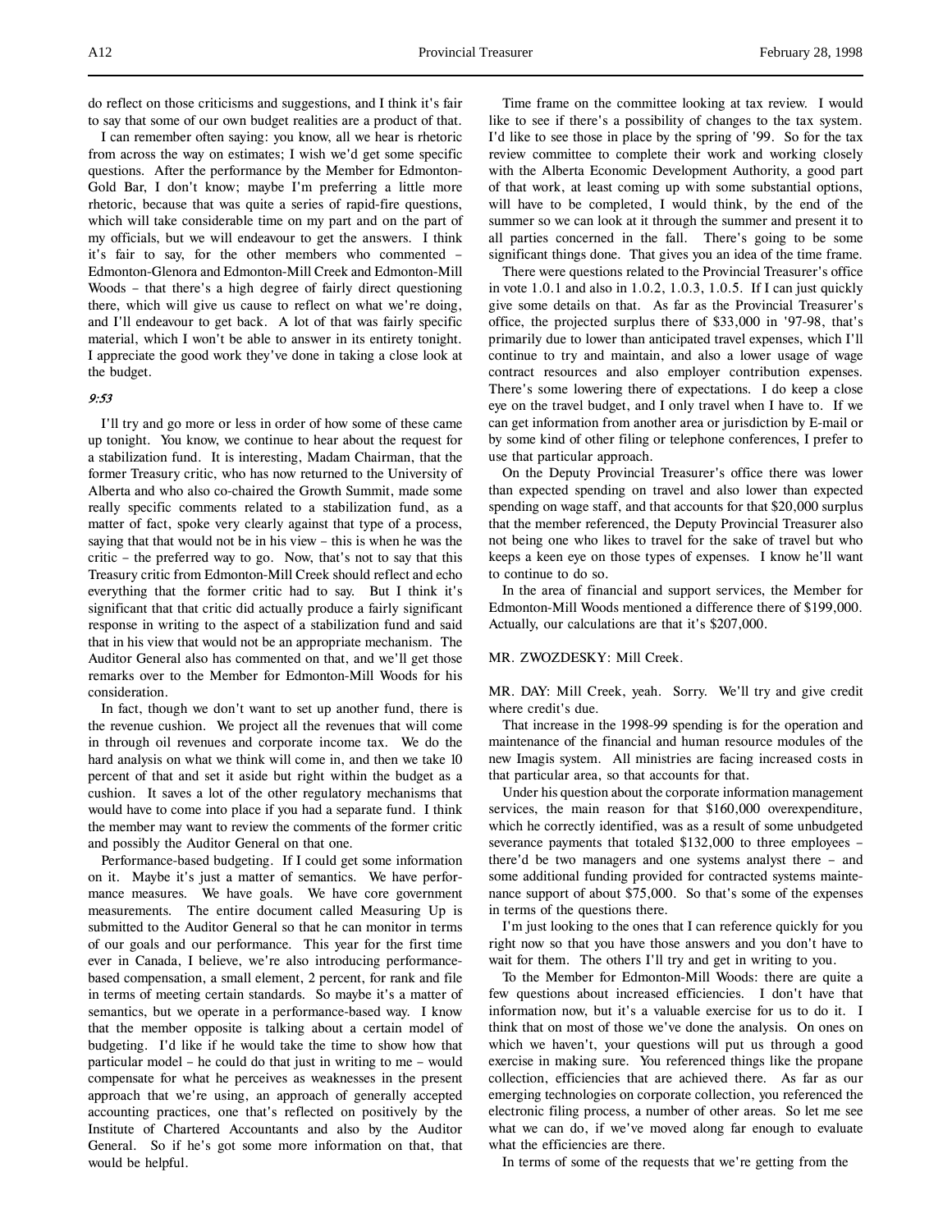do reflect on those criticisms and suggestions, and I think it's fair to say that some of our own budget realities are a product of that.

I can remember often saying: you know, all we hear is rhetoric from across the way on estimates; I wish we'd get some specific questions. After the performance by the Member for Edmonton-Gold Bar, I don't know; maybe I'm preferring a little more rhetoric, because that was quite a series of rapid-fire questions, which will take considerable time on my part and on the part of my officials, but we will endeavour to get the answers. I think it's fair to say, for the other members who commented – Edmonton-Glenora and Edmonton-Mill Creek and Edmonton-Mill Woods – that there's a high degree of fairly direct questioning there, which will give us cause to reflect on what we're doing, and I'll endeavour to get back. A lot of that was fairly specific material, which I won't be able to answer in its entirety tonight. I appreciate the good work they've done in taking a close look at the budget.

*9:53*

I'll try and go more or less in order of how some of these came up tonight. You know, we continue to hear about the request for a stabilization fund. It is interesting, Madam Chairman, that the former Treasury critic, who has now returned to the University of Alberta and who also co-chaired the Growth Summit, made some really specific comments related to a stabilization fund, as a matter of fact, spoke very clearly against that type of a process, saying that that would not be in his view – this is when he was the critic – the preferred way to go. Now, that's not to say that this Treasury critic from Edmonton-Mill Creek should reflect and echo everything that the former critic had to say. But I think it's significant that that critic did actually produce a fairly significant response in writing to the aspect of a stabilization fund and said that in his view that would not be an appropriate mechanism. The Auditor General also has commented on that, and we'll get those remarks over to the Member for Edmonton-Mill Woods for his consideration.

In fact, though we don't want to set up another fund, there is the revenue cushion. We project all the revenues that will come in through oil revenues and corporate income tax. We do the hard analysis on what we think will come in, and then we take 10 percent of that and set it aside but right within the budget as a cushion. It saves a lot of the other regulatory mechanisms that would have to come into place if you had a separate fund. I think the member may want to review the comments of the former critic and possibly the Auditor General on that one.

Performance-based budgeting. If I could get some information on it. Maybe it's just a matter of semantics. We have performance measures. We have goals. We have core government measurements. The entire document called Measuring Up is submitted to the Auditor General so that he can monitor in terms of our goals and our performance. This year for the first time ever in Canada, I believe, we're also introducing performance-based compensation, a small element, 2 percent, for rank and file in terms of meeting certain standards. So maybe it's a matter of semantics, but we operate in a performance-based way. I know that the member opposite is talking about a certain model of budgeting. I'd like if he would take the time to show how that particular model – he could do that just in writing to me – would compensate for what he perceives as weaknesses in the present approach that we're using, an approach of generally accepted accounting practices, one that's reflected on positively by the Institute of Chartered Accountants and also by the Auditor General. So if he's got some more information on that, that would be helpful.

Time frame on the committee looking at tax review. I would like to see if there's a possibility of changes to the tax system. I'd like to see those in place by the spring of '99. So for the tax review committee to complete their work and working closely with the Alberta Economic Development Authority, a good part of that work, at least coming up with some substantial options, will have to be completed, I would think, by the end of the summer so we can look at it through the summer and present it to all parties concerned in the fall. There's going to be some significant things done. That gives you an idea of the time frame.

There were questions related to the Provincial Treasurer's office in vote 1.0.1 and also in 1.0.2, 1.0.3, 1.0.5. If I can just quickly give some details on that. As far as the Provincial Treasurer's office, the projected surplus there of $33,000 in '97-98, that's primarily due to lower than anticipated travel expenses, which I'll continue to try and maintain, and also a lower usage of wage contract resources and also employer contribution expenses. There's some lowering there of expectations. I do keep a close eye on the travel budget, and I only travel when I have to. If we can get information from another area or jurisdiction by E-mail or by some kind of other filing or telephone conferences, I prefer to use that particular approach.

On the Deputy Provincial Treasurer's office there was lower than expected spending on travel and also lower than expected spending on wage staff, and that accounts for that $20,000 surplus that the member referenced, the Deputy Provincial Treasurer also not being one who likes to travel for the sake of travel but who keeps a keen eye on those types of expenses. I know he'll want to continue to do so.

In the area of financial and support services, the Member for Edmonton-Mill Woods mentioned a difference there of $199,000. Actually, our calculations are that it's $207,000.

MR. ZWOZDESKY: Mill Creek.

MR. DAY: Mill Creek, yeah. Sorry. We'll try and give credit where credit's due.

That increase in the 1998-99 spending is for the operation and maintenance of the financial and human resource modules of the new Imagis system. All ministries are facing increased costs in that particular area, so that accounts for that.

Under his question about the corporate information management services, the main reason for that $160,000 overexpenditure, which he correctly identified, was as a result of some unbudgeted severance payments that totaled $132,000 to three employees – there'd be two managers and one systems analyst there – and some additional funding provided for contracted systems maintenance support of about $75,000. So that's some of the expenses in terms of the questions there.

I'm just looking to the ones that I can reference quickly for you right now so that you have those answers and you don't have to wait for them. The others I'll try and get in writing to you.

To the Member for Edmonton-Mill Woods: there are quite a few questions about increased efficiencies. I don't have that information now, but it's a valuable exercise for us to do it. I think that on most of those we've done the analysis. On ones on which we haven't, your questions will put us through a good exercise in making sure. You referenced things like the propane collection, efficiencies that are achieved there. As far as our emerging technologies on corporate collection, you referenced the electronic filing process, a number of other areas. So let me see what we can do, if we've moved along far enough to evaluate what the efficiencies are there.

In terms of some of the requests that we're getting from the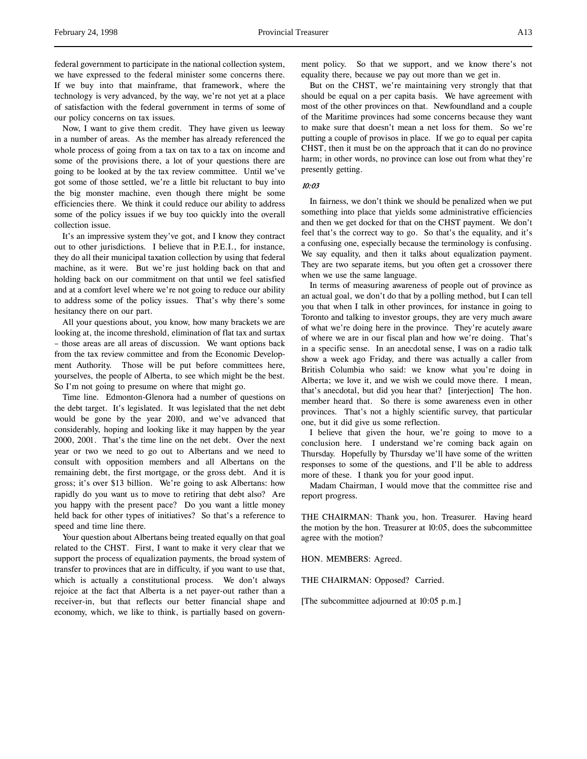federal government to participate in the national collection system, we have expressed to the federal minister some concerns there. If we buy into that mainframe, that framework, where the technology is very advanced, by the way, we're not yet at a place of satisfaction with the federal government in terms of some of our policy concerns on tax issues.

Now, I want to give them credit. They have given us leeway in a number of areas. As the member has already referenced the whole process of going from a tax on tax to a tax on income and some of the provisions there, a lot of your questions there are going to be looked at by the tax review committee. Until we've got some of those settled, we're a little bit reluctant to buy into the big monster machine, even though there might be some efficiencies there. We think it could reduce our ability to address some of the policy issues if we buy too quickly into the overall collection issue.

It's an impressive system they've got, and I know they contract out to other jurisdictions. I believe that in P.E.I., for instance, they do all their municipal taxation collection by using that federal machine, as it were. But we're just holding back on that and holding back on our commitment on that until we feel satisfied and at a comfort level where we're not going to reduce our ability to address some of the policy issues. That's why there's some hesitancy there on our part.

All your questions about, you know, how many brackets we are looking at, the income threshold, elimination of flat tax and surtax – those areas are all areas of discussion. We want options back from the tax review committee and from the Economic Development Authority. Those will be put before committees here, yourselves, the people of Alberta, to see which might be the best. So I'm not going to presume on where that might go.

Time line. Edmonton-Glenora had a number of questions on the debt target. It's legislated. It was legislated that the net debt would be gone by the year 2010, and we've advanced that considerably, hoping and looking like it may happen by the year 2000, 2001. That's the time line on the net debt. Over the next year or two we need to go out to Albertans and we need to consult with opposition members and all Albertans on the remaining debt, the first mortgage, or the gross debt. And it is gross; it's over $13 billion. We're going to ask Albertans: how rapidly do you want us to move to retiring that debt also? Are you happy with the present pace? Do you want a little money held back for other types of initiatives? So that's a reference to speed and time line there.

Your question about Albertans being treated equally on that goal related to the CHST. First, I want to make it very clear that we support the process of equalization payments, the broad system of transfer to provinces that are in difficulty, if you want to use that, which is actually a constitutional process. We don't always rejoice at the fact that Alberta is a net payer-out rather than a receiver-in, but that reflects our better financial shape and economy, which, we like to think, is partially based on government policy. So that we support, and we know there's not equality there, because we pay out more than we get in.

But on the CHST, we're maintaining very strongly that that should be equal on a per capita basis. We have agreement with most of the other provinces on that. Newfoundland and a couple of the Maritime provinces had some concerns because they want to make sure that doesn't mean a net loss for them. So we're putting a couple of provisos in place. If we go to equal per capita CHST, then it must be on the approach that it can do no province harm; in other words, no province can lose out from what they're presently getting.

*10:03*

In fairness, we don't think we should be penalized when we put something into place that yields some administrative efficiencies and then we get docked for that on the CHST payment. We don't feel that's the correct way to go. So that's the equality, and it's a confusing one, especially because the terminology is confusing. We say equality, and then it talks about equalization payment. They are two separate items, but you often get a crossover there when we use the same language.

In terms of measuring awareness of people out of province as an actual goal, we don't do that by a polling method, but I can tell you that when I talk in other provinces, for instance in going to Toronto and talking to investor groups, they are very much aware of what we're doing here in the province. They're acutely aware of where we are in our fiscal plan and how we're doing. That's in a specific sense. In an anecdotal sense, I was on a radio talk show a week ago Friday, and there was actually a caller from British Columbia who said: we know what you're doing in Alberta; we love it, and we wish we could move there. I mean, that's anecdotal, but did you hear that? [interjection] The hon. member heard that. So there is some awareness even in other provinces. That's not a highly scientific survey, that particular one, but it did give us some reflection.

I believe that given the hour, we're going to move to a conclusion here. I understand we're coming back again on Thursday. Hopefully by Thursday we'll have some of the written responses to some of the questions, and I'll be able to address more of these. I thank you for your good input.

Madam Chairman, I would move that the committee rise and report progress.

THE CHAIRMAN: Thank you, hon. Treasurer. Having heard the motion by the hon. Treasurer at 10:05, does the subcommittee agree with the motion?

HON. MEMBERS: Agreed.

THE CHAIRMAN: Opposed? Carried.

[The subcommittee adjourned at 10:05 p.m.]